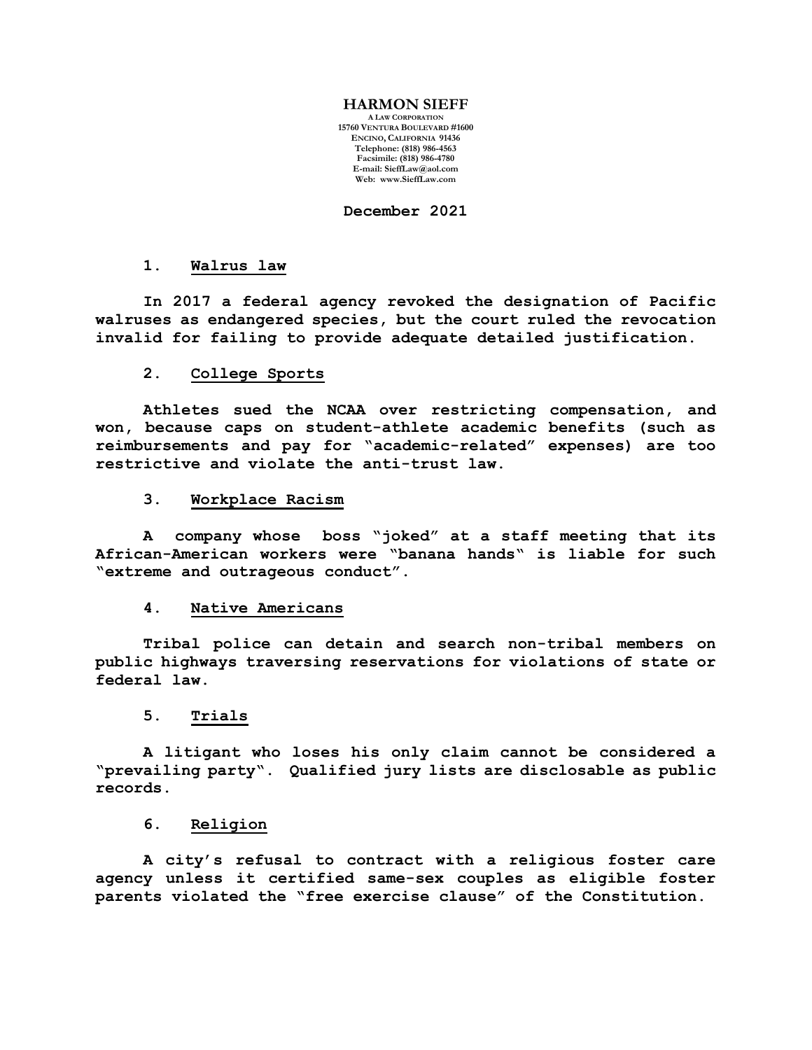**HARMON SIEFF**
A LAW CORPORATION
15760 VENTURA BOULEVARD #1600
ENCINO, CALIFORNIA 91436
Telephone: (818) 986-4563
Facsimile: (818) 986-4780
E-mail: SieffLaw@aol.com
Web: www.SieffLaw.com

**December 2021**

## 1. Walrus law

**In 2017 a federal agency revoked the designation of Pacific walruses as endangered species, but the court ruled the revocation invalid for failing to provide adequate detailed justification.**

## 2. College Sports

**Athletes sued the NCAA over restricting compensation, and won, because caps on student-athlete academic benefits (such as reimbursements and pay for "academic-related" expenses) are too restrictive and violate the anti-trust law.**

## 3. Workplace Racism

**A company whose boss "joked" at a staff meeting that its African-American workers were "banana hands" is liable for such "extreme and outrageous conduct".**

## 4. Native Americans

**Tribal police can detain and search non-tribal members on public highways traversing reservations for violations of state or federal law.**

## 5. Trials

**A litigant who loses his only claim cannot be considered a "prevailing party". Qualified jury lists are disclosable as public records.**

## 6. Religion

**A city's refusal to contract with a religious foster care agency unless it certified same-sex couples as eligible foster parents violated the "free exercise clause" of the Constitution.**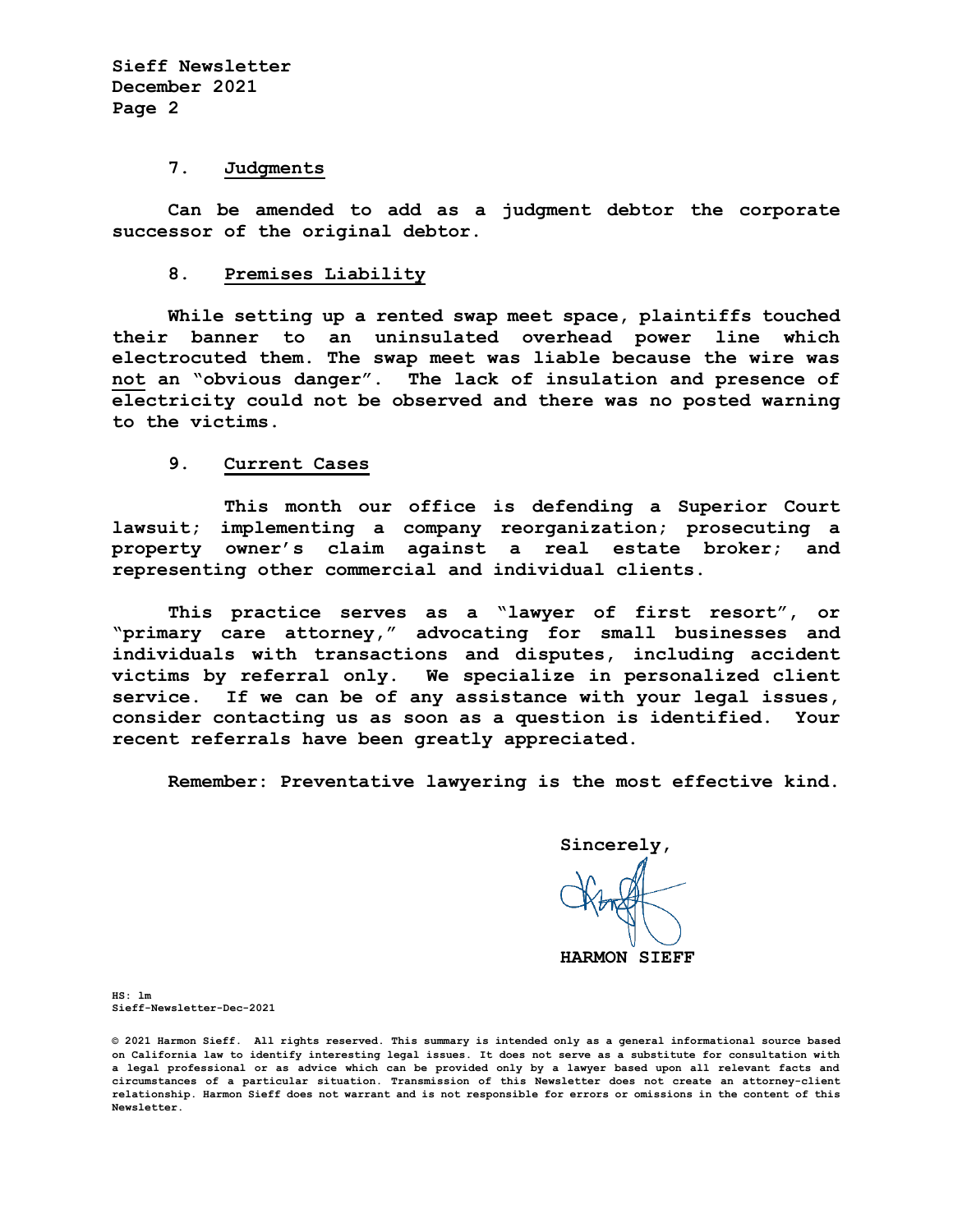### 7. Judgments

Can be amended to add as a judgment debtor the corporate successor of the original debtor.

### 8. Premises Liability

While setting up a rented swap meet space, plaintiffs touched their banner to an uninsulated overhead power line which electrocuted them. The swap meet was liable because the wire was not an "obvious danger". The lack of insulation and presence of electricity could not be observed and there was no posted warning to the victims.

### 9. Current Cases

This month our office is defending a Superior Court lawsuit; implementing a company reorganization; prosecuting a property owner's claim against a real estate broker; and representing other commercial and individual clients.

This practice serves as a "lawyer of first resort", or "primary care attorney," advocating for small businesses and individuals with transactions and disputes, including accident victims by referral only. We specialize in personalized client service. If we can be of any assistance with your legal issues, consider contacting us as soon as a question is identified. Your recent referrals have been greatly appreciated.

Remember: Preventative lawyering is the most effective kind.

Sincerely,

HARMON SIEFF

HS: lm
Sieff-Newsletter-Dec-2021

© 2021 Harmon Sieff. All rights reserved. This summary is intended only as a general informational source based on California law to identify interesting legal issues. It does not serve as a substitute for consultation with a legal professional or as advice which can be provided only by a lawyer based upon all relevant facts and circumstances of a particular situation. Transmission of this Newsletter does not create an attorney-client relationship. Harmon Sieff does not warrant and is not responsible for errors or omissions in the content of this Newsletter.